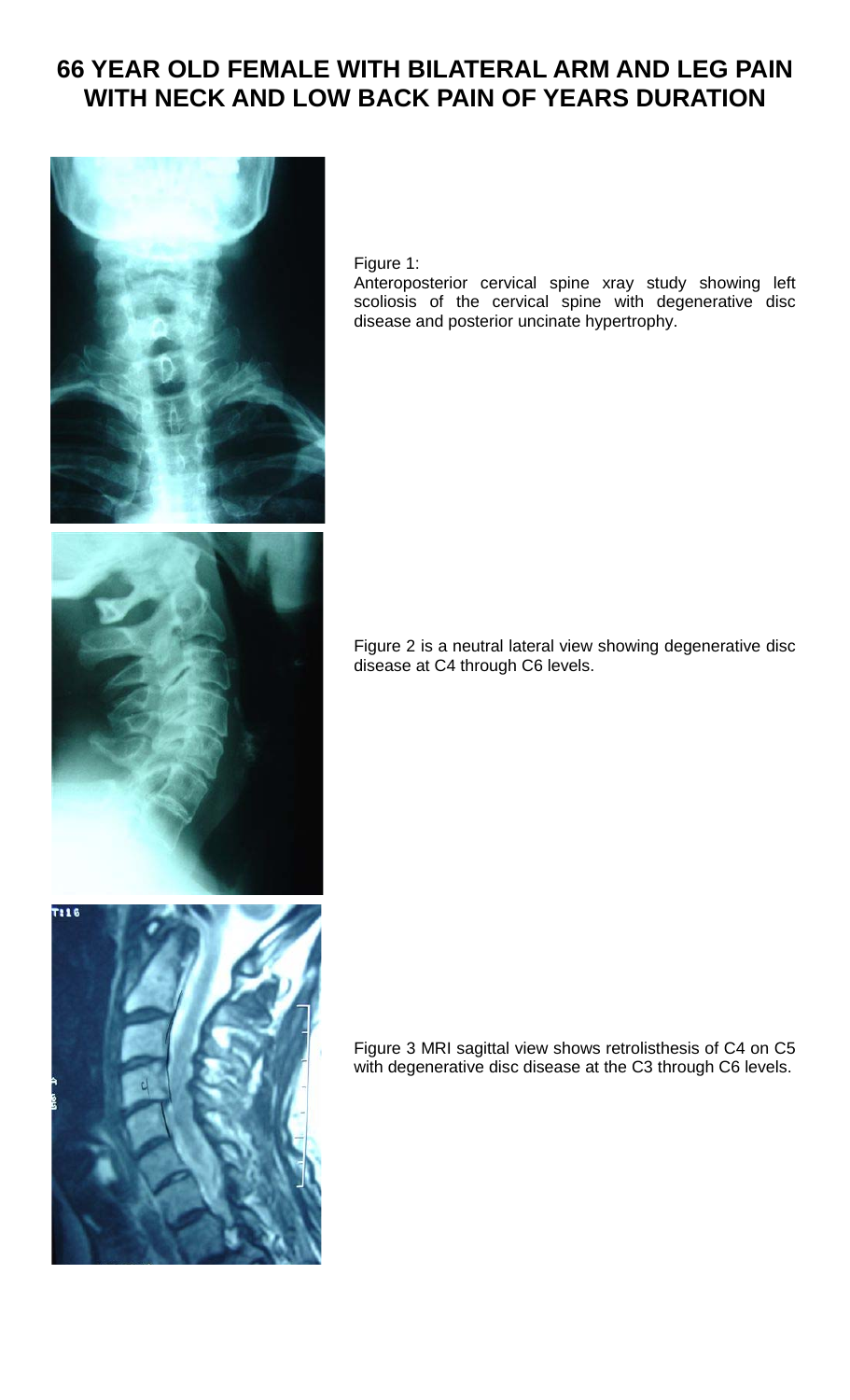# 66 YEAR OLD FEMALE WITH BILATERAL ARM AND LEG PAIN WITH NECK AND LOW BACK PAIN OF YEARS DURATION

Figure 1:
Anteroposterior cervical spine xray study showing left scoliosis of the cervical spine with degenerative disc disease and posterior uncinate hypertrophy.

Figure 2 is a neutral lateral view showing degenerative disc disease at C4 through C6 levels.

Figure 3 MRI sagittal view shows retrolisthesis of C4 on C5 with degenerative disc disease at the C3 through C6 levels.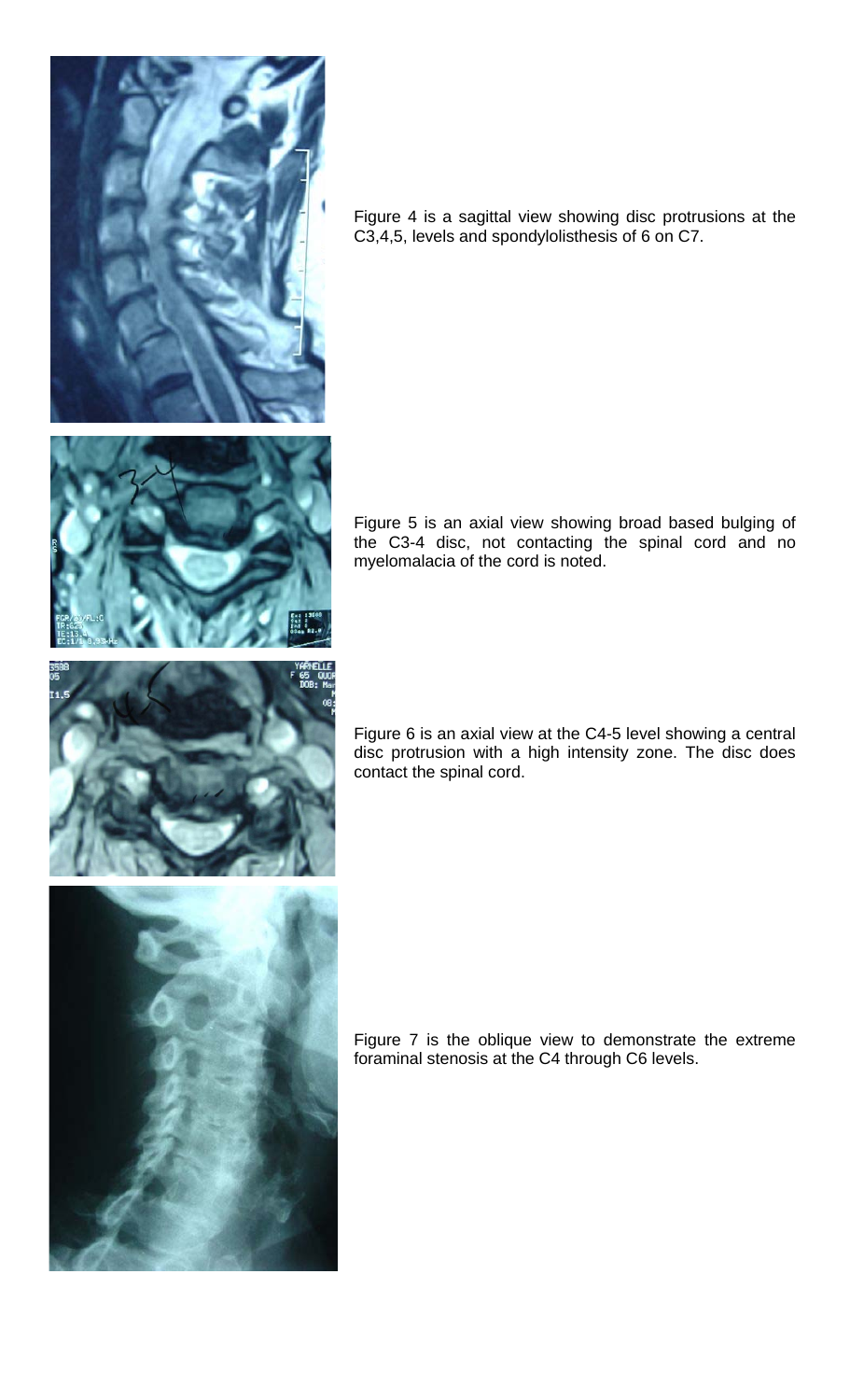Figure 4 is a sagittal view showing disc protrusions at the C3,4,5, levels and spondylolisthesis of 6 on C7.

Figure 5 is an axial view showing broad based bulging of the C3-4 disc, not contacting the spinal cord and no myelomalacia of the cord is noted.

Figure 6 is an axial view at the C4-5 level showing a central disc protrusion with a high intensity zone. The disc does contact the spinal cord.

Figure 7 is the oblique view to demonstrate the extreme foraminal stenosis at the C4 through C6 levels.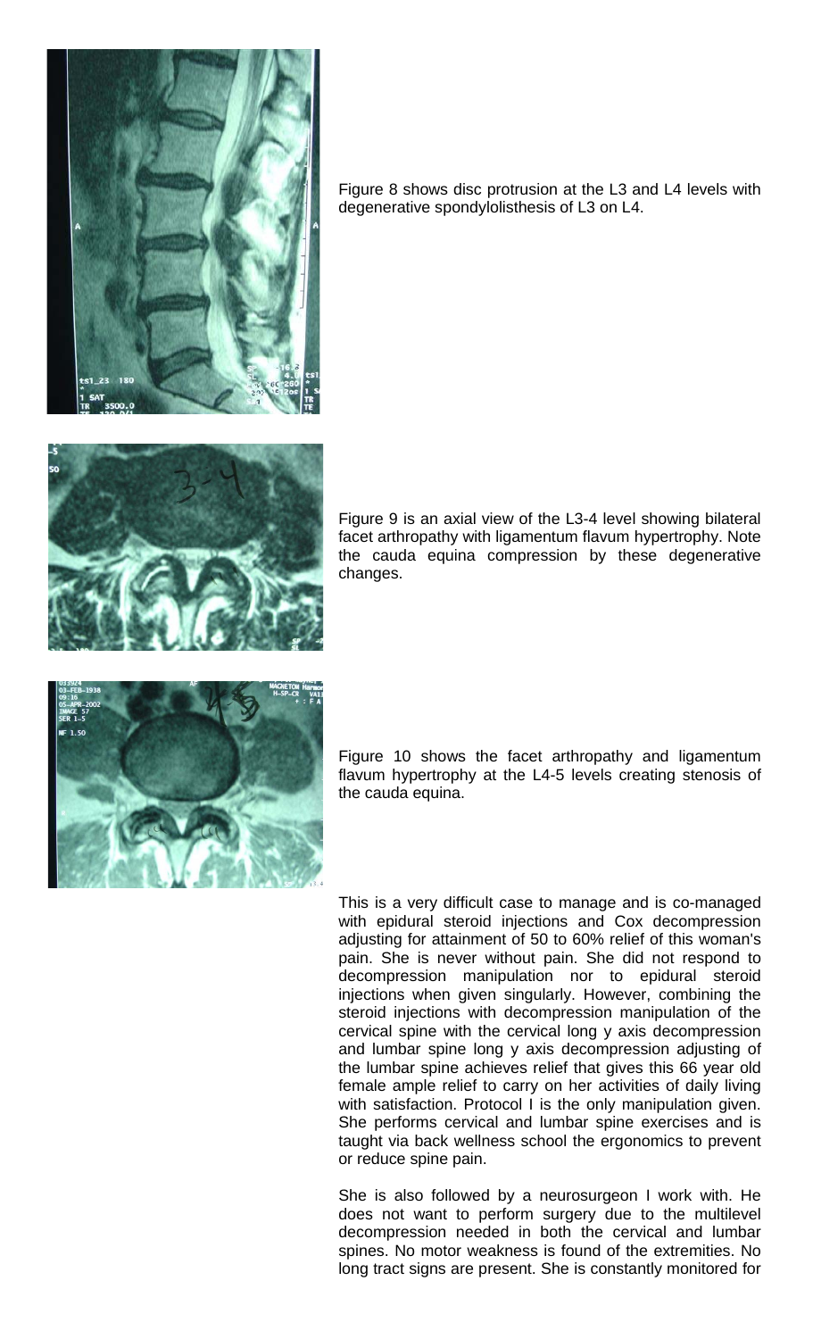Figure 8 shows disc protrusion at the L3 and L4 levels with degenerative spondylolisthesis of L3 on L4.

Figure 9 is an axial view of the L3-4 level showing bilateral facet arthropathy with ligamentum flavum hypertrophy. Note the cauda equina compression by these degenerative changes.

Figure 10 shows the facet arthropathy and ligamentum flavum hypertrophy at the L4-5 levels creating stenosis of the cauda equina.

This is a very difficult case to manage and is co-managed with epidural steroid injections and Cox decompression adjusting for attainment of 50 to 60% relief of this woman's pain. She is never without pain. She did not respond to decompression manipulation nor to epidural steroid injections when given singularly. However, combining the steroid injections with decompression manipulation of the cervical spine with the cervical long y axis decompression and lumbar spine long y axis decompression adjusting of the lumbar spine achieves relief that gives this 66 year old female ample relief to carry on her activities of daily living with satisfaction. Protocol I is the only manipulation given. She performs cervical and lumbar spine exercises and is taught via back wellness school the ergonomics to prevent or reduce spine pain.

She is also followed by a neurosurgeon I work with. He does not want to perform surgery due to the multilevel decompression needed in both the cervical and lumbar spines. No motor weakness is found of the extremities. No long tract signs are present. She is constantly monitored for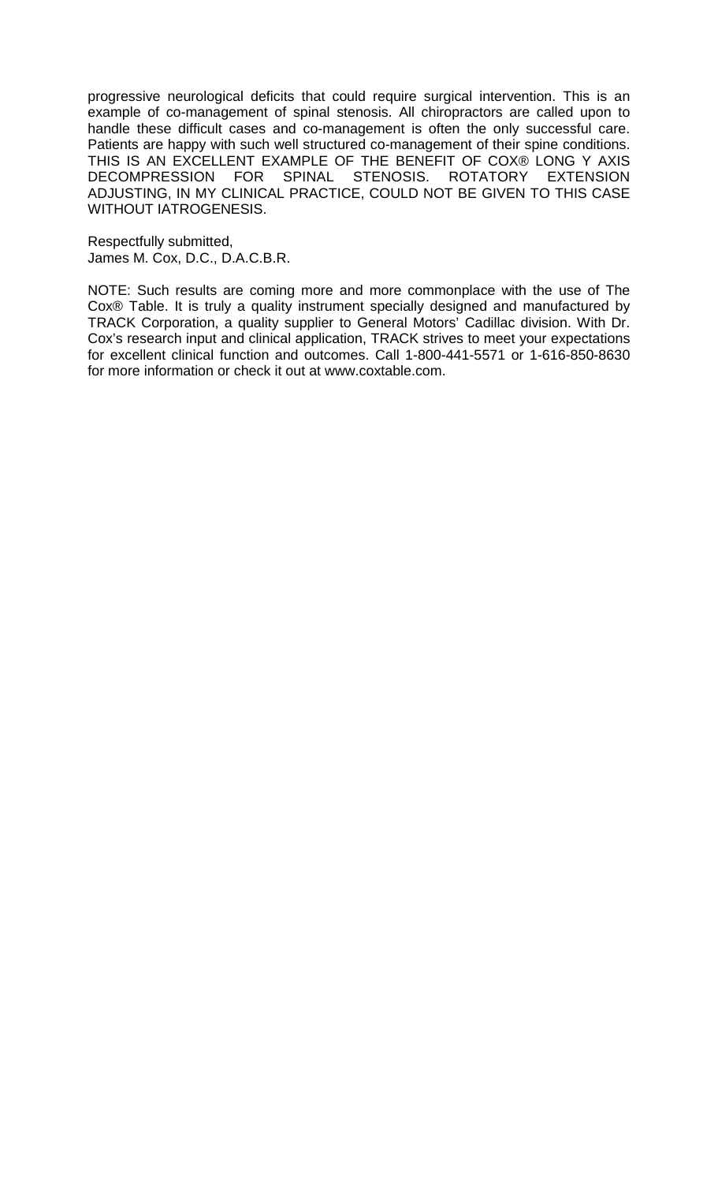progressive neurological deficits that could require surgical intervention. This is an example of co-management of spinal stenosis. All chiropractors are called upon to handle these difficult cases and co-management is often the only successful care. Patients are happy with such well structured co-management of their spine conditions. THIS IS AN EXCELLENT EXAMPLE OF THE BENEFIT OF COX® LONG Y AXIS DECOMPRESSION FOR SPINAL STENOSIS. ROTATORY EXTENSION ADJUSTING, IN MY CLINICAL PRACTICE, COULD NOT BE GIVEN TO THIS CASE WITHOUT IATROGENESIS.

Respectfully submitted,
James M. Cox, D.C., D.A.C.B.R.

NOTE: Such results are coming more and more commonplace with the use of The Cox® Table. It is truly a quality instrument specially designed and manufactured by TRACK Corporation, a quality supplier to General Motors' Cadillac division. With Dr. Cox's research input and clinical application, TRACK strives to meet your expectations for excellent clinical function and outcomes. Call 1-800-441-5571 or 1-616-850-8630 for more information or check it out at www.coxtable.com.